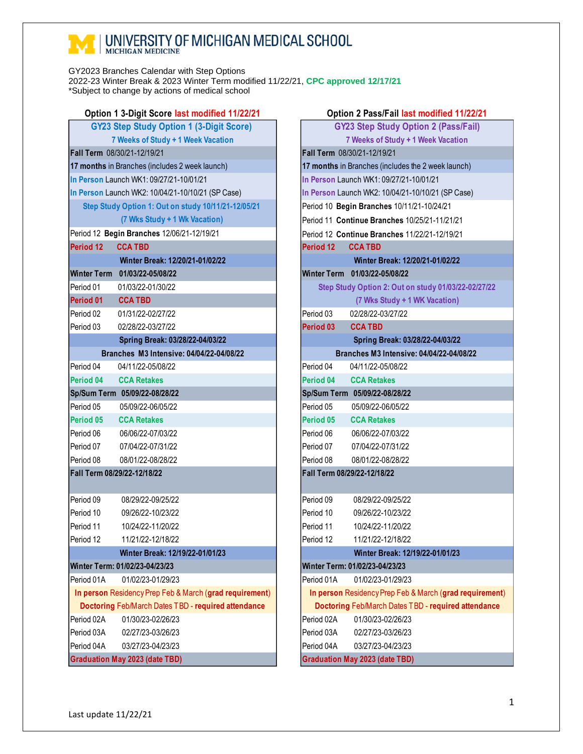# UNIVERSITY OF MICHIGAN MEDICAL SCHOOL

MICHIGAN MEDICINE

GY2023 Branches Calendar with Step Options
2022-23 Winter Break & 2023 Winter Term modified 11/22/21, **CPC approved 12/17/21**
*Subject to change by actions of medical school

## Option 1 3-Digit Score last modified 11/22/21

| GY23 Step Study Option 1 (3-Digit Score) | |
|---|---|
| 7 Weeks of Study + 1 Week Vacation | |
| **Fall Term** 08/30/21-12/19/21 | |
| **17 months** in Branches (includes 2 week launch) | |
| In Person Launch WK1: 09/27/21-10/01/21 | |
| In Person Launch WK2: 10/04/21-10/10/21 (SP Case) | |
| Step Study Option 1: Out on study 10/11/21-12/05/21 | |
| (7 Wks Study + 1 Wk Vacation) | |
| Period 12 **Begin Branches** 12/06/21-12/19/21 | |
| **Period 12** | **CCA TBD** |
| **Winter Break: 12/20/21-01/02/22** | |
| **Winter Term** | **01/03/22-05/08/22** |
| Period 01 | 01/03/22-01/30/22 |
| **Period 01** | **CCA TBD** |
| Period 02 | 01/31/22-02/27/22 |
| Period 03 | 02/28/22-03/27/22 |
| **Spring Break: 03/28/22-04/03/22** | |
| **Branches M3 Intensive: 04/04/22-04/08/22** | |
| Period 04 | 04/11/22-05/08/22 |
| **Period 04** | **CCA Retakes** |
| **Sp/Sum Term** | **05/09/22-08/28/22** |
| Period 05 | 05/09/22-06/05/22 |
| **Period 05** | **CCA Retakes** |
| Period 06 | 06/06/22-07/03/22 |
| Period 07 | 07/04/22-07/31/22 |
| Period 08 | 08/01/22-08/28/22 |
| **Fall Term 08/29/22-12/18/22** | |
| Period 09 | 08/29/22-09/25/22 |
| Period 10 | 09/26/22-10/23/22 |
| Period 11 | 10/24/22-11/20/22 |
| Period 12 | 11/21/22-12/18/22 |
| **Winter Break: 12/19/22-01/01/23** | |
| **Winter Term: 01/02/23-04/23/23** | |
| Period 01A | 01/02/23-01/29/23 |
| **In person** Residency Prep Feb & March (**grad requirement**) | |
| **Doctoring** Feb/March Dates TBD - **required attendance** | |
| Period 02A | 01/30/23-02/26/23 |
| Period 03A | 02/27/23-03/26/23 |
| Period 04A | 03/27/23-04/23/23 |
| **Graduation May 2023 (date TBD)** | |

## Option 2 Pass/Fail last modified 11/22/21

| GY23 Step Study Option 2 (Pass/Fail) | |
|---|---|
| 7 Weeks of Study + 1 Week Vacation | |
| **Fall Term** 08/30/21-12/19/21 | |
| **17 months** in Branches (includes the 2 week launch) | |
| In Person Launch WK1: 09/27/21-10/01/21 | |
| In Person Launch WK2: 10/04/21-10/10/21 (SP Case) | |
| Period 10 **Begin Branches** 10/11/21-10/24/21 | |
| Period 11 **Continue Branches** 10/25/21-11/21/21 | |
| Period 12 **Continue Branches** 11/22/21-12/19/21 | |
| **Period 12** | **CCA TBD** |
| **Winter Break: 12/20/21-01/02/22** | |
| **Winter Term** | **01/03/22-05/08/22** |
| Step Study Option 2: Out on study 01/03/22-02/27/22 | |
| (7 Wks Study + 1 WK Vacation) | |
| Period 03 | 02/28/22-03/27/22 |
| **Period 03** | **CCA TBD** |
| **Spring Break: 03/28/22-04/03/22** | |
| **Branches M3 Intensive: 04/04/22-04/08/22** | |
| Period 04 | 04/11/22-05/08/22 |
| **Period 04** | **CCA Retakes** |
| **Sp/Sum Term** | **05/09/22-08/28/22** |
| Period 05 | 05/09/22-06/05/22 |
| **Period 05** | **CCA Retakes** |
| Period 06 | 06/06/22-07/03/22 |
| Period 07 | 07/04/22-07/31/22 |
| Period 08 | 08/01/22-08/28/22 |
| **Fall Term 08/29/22-12/18/22** | |
| Period 09 | 08/29/22-09/25/22 |
| Period 10 | 09/26/22-10/23/22 |
| Period 11 | 10/24/22-11/20/22 |
| Period 12 | 11/21/22-12/18/22 |
| **Winter Break: 12/19/22-01/01/23** | |
| **Winter Term: 01/02/23-04/23/23** | |
| Period 01A | 01/02/23-01/29/23 |
| **In person** Residency Prep Feb & March (**grad requirement**) | |
| **Doctoring** Feb/March Dates TBD - **required attendance** | |
| Period 02A | 01/30/23-02/26/23 |
| Period 03A | 02/27/23-03/26/23 |
| Period 04A | 03/27/23-04/23/23 |
| **Graduation May 2023 (date TBD)** | |

Last update 11/22/21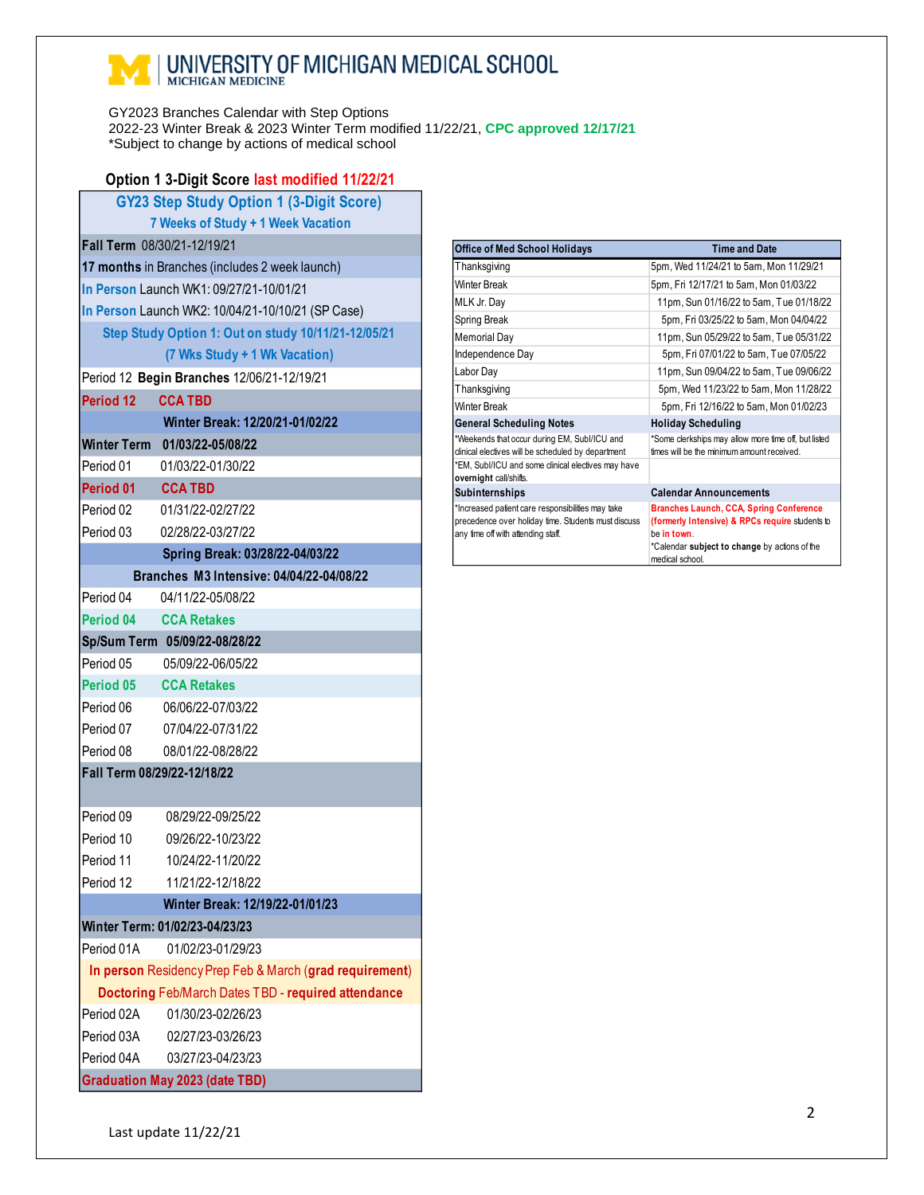# UNIVERSITY OF MICHIGAN MEDICAL SCHOOL
MICHIGAN MEDICINE

GY2023 Branches Calendar with Step Options
2022-23 Winter Break & 2023 Winter Term modified 11/22/21, **CPC approved 12/17/21**
*Subject to change by actions of medical school

## Option 1 3-Digit Score last modified 11/22/21

| GY23 Step Study Option 1 (3-Digit Score) | |
|---|---|
| 7 Weeks of Study + 1 Week Vacation | |
| **Fall Term** 08/30/21-12/19/21 | |
| **17 months** in Branches (includes 2 week launch) | |
| In Person Launch WK1: 09/27/21-10/01/21 | |
| In Person Launch WK2: 10/04/21-10/10/21 (SP Case) | |
| **Step Study Option 1: Out on study 10/11/21-12/05/21** | |
| **(7 Wks Study + 1 Wk Vacation)** | |
| Period 12 **Begin Branches** 12/06/21-12/19/21 | |
| **Period 12** | **CCA TBD** |
| **Winter Break: 12/20/21-01/02/22** | |
| **Winter Term** | **01/03/22-05/08/22** |
| Period 01 | 01/03/22-01/30/22 |
| **Period 01** | **CCA TBD** |
| Period 02 | 01/31/22-02/27/22 |
| Period 03 | 02/28/22-03/27/22 |
| **Spring Break: 03/28/22-04/03/22** | |
| **Branches M3 Intensive: 04/04/22-04/08/22** | |
| Period 04 | 04/11/22-05/08/22 |
| **Period 04** | **CCA Retakes** |
| **Sp/Sum Term** | **05/09/22-08/28/22** |
| Period 05 | 05/09/22-06/05/22 |
| **Period 05** | **CCA Retakes** |
| Period 06 | 06/06/22-07/03/22 |
| Period 07 | 07/04/22-07/31/22 |
| Period 08 | 08/01/22-08/28/22 |
| **Fall Term 08/29/22-12/18/22** | |
| Period 09 | 08/29/22-09/25/22 |
| Period 10 | 09/26/22-10/23/22 |
| Period 11 | 10/24/22-11/20/22 |
| Period 12 | 11/21/22-12/18/22 |
| **Winter Break: 12/19/22-01/01/23** | |
| **Winter Term: 01/02/23-04/23/23** | |
| Period 01A | 01/02/23-01/29/23 |
| **In person** Residency Prep Feb & March (**grad requirement**) | |
| **Doctoring** Feb/March Dates TBD - **required attendance** | |
| Period 02A | 01/30/23-02/26/23 |
| Period 03A | 02/27/23-03/26/23 |
| Period 04A | 03/27/23-04/23/23 |
| **Graduation May 2023 (date TBD)** | |

| Office of Med School Holidays | Time and Date |
|---|---|
| Thanksgiving | 5pm, Wed 11/24/21 to 5am, Mon 11/29/21 |
| Winter Break | 5pm, Fri 12/17/21 to 5am, Mon 01/03/22 |
| MLK Jr. Day | 11pm, Sun 01/16/22 to 5am, Tue 01/18/22 |
| Spring Break | 5pm, Fri 03/25/22 to 5am, Mon 04/04/22 |
| Memorial Day | 11pm, Sun 05/29/22 to 5am, Tue 05/31/22 |
| Independence Day | 5pm, Fri 07/01/22 to 5am, Tue 07/05/22 |
| Labor Day | 11pm, Sun 09/04/22 to 5am, Tue 09/06/22 |
| Thanksgiving | 5pm, Wed 11/23/22 to 5am, Mon 11/28/22 |
| Winter Break | 5pm, Fri 12/16/22 to 5am, Mon 01/02/23 |
| **General Scheduling Notes** | **Holiday Scheduling** |
| *Weekends that occur during EM, SubI/ICU and clinical electives will be scheduled by department | *Some clerkships may allow more time off, but listed times will be the minimum amount received. |
| *EM, SubI/ICU and some clinical electives may have **overnight** call/shifts. | |
| **Subinternships** | **Calendar Announcements** |
| *Increased patient care responsibilities may take precedence over holiday time. Students must discuss any time off with attending staff. | **Branches Launch, CCA, Spring Conference (formerly Intensive) & RPCs require** students to be **in town**. *Calendar **subject to change** by actions of the medical school. |

Last update 11/22/21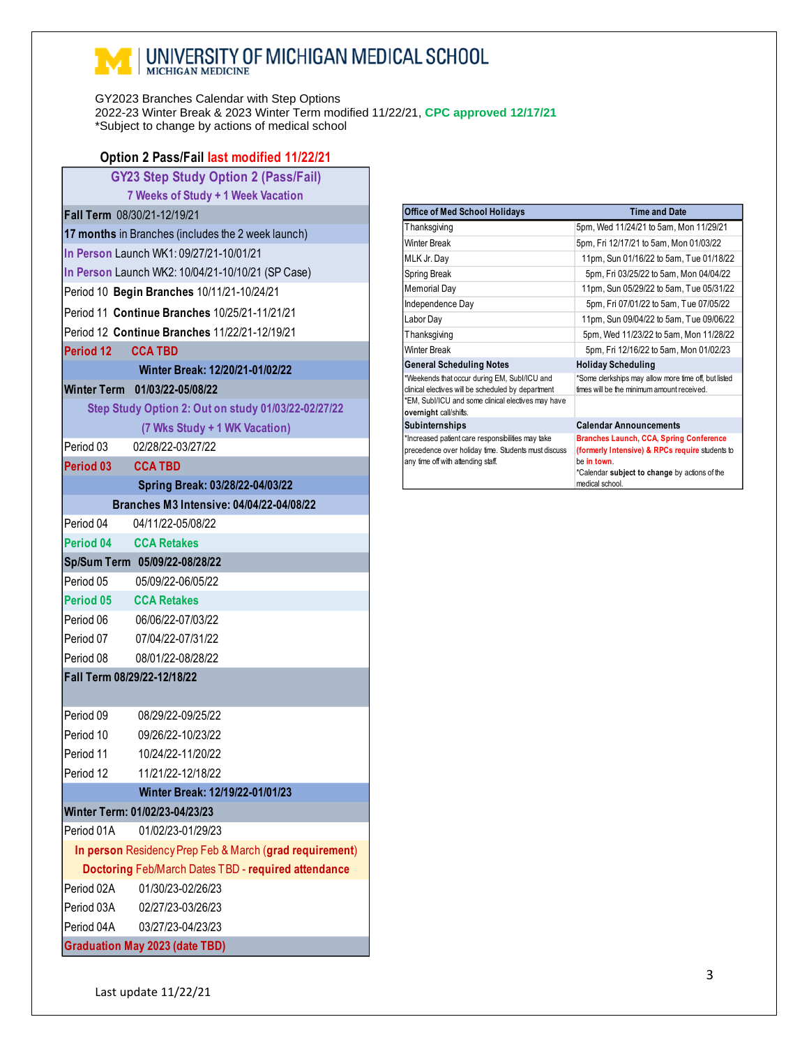# UNIVERSITY OF MICHIGAN MEDICAL SCHOOL
MICHIGAN MEDICINE

GY2023 Branches Calendar with Step Options
2022-23 Winter Break & 2023 Winter Term modified 11/22/21, CPC approved 12/17/21
*Subject to change by actions of medical school

## Option 2 Pass/Fail last modified 11/22/21

| GY23 Step Study Option 2 (Pass/Fail) | |
|---|---|
| 7 Weeks of Study + 1 Week Vacation | |
| **Fall Term** 08/30/21-12/19/21 | |
| **17 months** in Branches (includes the 2 week launch) | |
| In Person Launch WK1: 09/27/21-10/01/21 | |
| In Person Launch WK2: 10/04/21-10/10/21 (SP Case) | |
| Period 10 **Begin Branches** 10/11/21-10/24/21 | |
| Period 11 **Continue Branches** 10/25/21-11/21/21 | |
| Period 12 **Continue Branches** 11/22/21-12/19/21 | |
| Period 12 | CCA TBD |
| **Winter Break: 12/20/21-01/02/22** | |
| **Winter Term** | **01/03/22-05/08/22** |
| Step Study Option 2: Out on study 01/03/22-02/27/22 | |
| (7 Wks Study + 1 WK Vacation) | |
| Period 03 | 02/28/22-03/27/22 |
| Period 03 | CCA TBD |
| **Spring Break: 03/28/22-04/03/22** | |
| **Branches M3 Intensive: 04/04/22-04/08/22** | |
| Period 04 | 04/11/22-05/08/22 |
| Period 04 | CCA Retakes |
| **Sp/Sum Term** | **05/09/22-08/28/22** |
| Period 05 | 05/09/22-06/05/22 |
| Period 05 | CCA Retakes |
| Period 06 | 06/06/22-07/03/22 |
| Period 07 | 07/04/22-07/31/22 |
| Period 08 | 08/01/22-08/28/22 |
| **Fall Term 08/29/22-12/18/22** | |
| Period 09 | 08/29/22-09/25/22 |
| Period 10 | 09/26/22-10/23/22 |
| Period 11 | 10/24/22-11/20/22 |
| Period 12 | 11/21/22-12/18/22 |
| **Winter Break: 12/19/22-01/01/23** | |
| **Winter Term: 01/02/23-04/23/23** | |
| Period 01A | 01/02/23-01/29/23 |
| **In person** Residency Prep Feb & March (**grad requirement**) | |
| **Doctoring** Feb/March Dates TBD - **required attendance** | |
| Period 02A | 01/30/23-02/26/23 |
| Period 03A | 02/27/23-03/26/23 |
| Period 04A | 03/27/23-04/23/23 |
| **Graduation May 2023 (date TBD)** | |

| Office of Med School Holidays | Time and Date |
|---|---|
| Thanksgiving | 5pm, Wed 11/24/21 to 5am, Mon 11/29/21 |
| Winter Break | 5pm, Fri 12/17/21 to 5am, Mon 01/03/22 |
| MLK Jr. Day | 11pm, Sun 01/16/22 to 5am, Tue 01/18/22 |
| Spring Break | 5pm, Fri 03/25/22 to 5am, Mon 04/04/22 |
| Memorial Day | 11pm, Sun 05/29/22 to 5am, Tue 05/31/22 |
| Independence Day | 5pm, Fri 07/01/22 to 5am, Tue 07/05/22 |
| Labor Day | 11pm, Sun 09/04/22 to 5am, Tue 09/06/22 |
| Thanksgiving | 5pm, Wed 11/23/22 to 5am, Mon 11/28/22 |
| Winter Break | 5pm, Fri 12/16/22 to 5am, Mon 01/02/23 |
| **General Scheduling Notes** | **Holiday Scheduling** |
| *Weekends that occur during EM, SubI/ICU and clinical electives will be scheduled by department | *Some clerkships may allow more time off, but listed times will be the minimum amount received. |
| *EM, SubI/ICU and some clinical electives may have **overnight** call/shifts. | |
| **Subinternships** | **Calendar Announcements** |
| *Increased patient care responsibilities may take precedence over holiday time. Students must discuss any time off with attending staff. | **Branches Launch, CCA, Spring Conference (formerly Intensive) & RPCs require** students to be **in town**. *Calendar **subject to change** by actions of the medical school. |

Last update 11/22/21